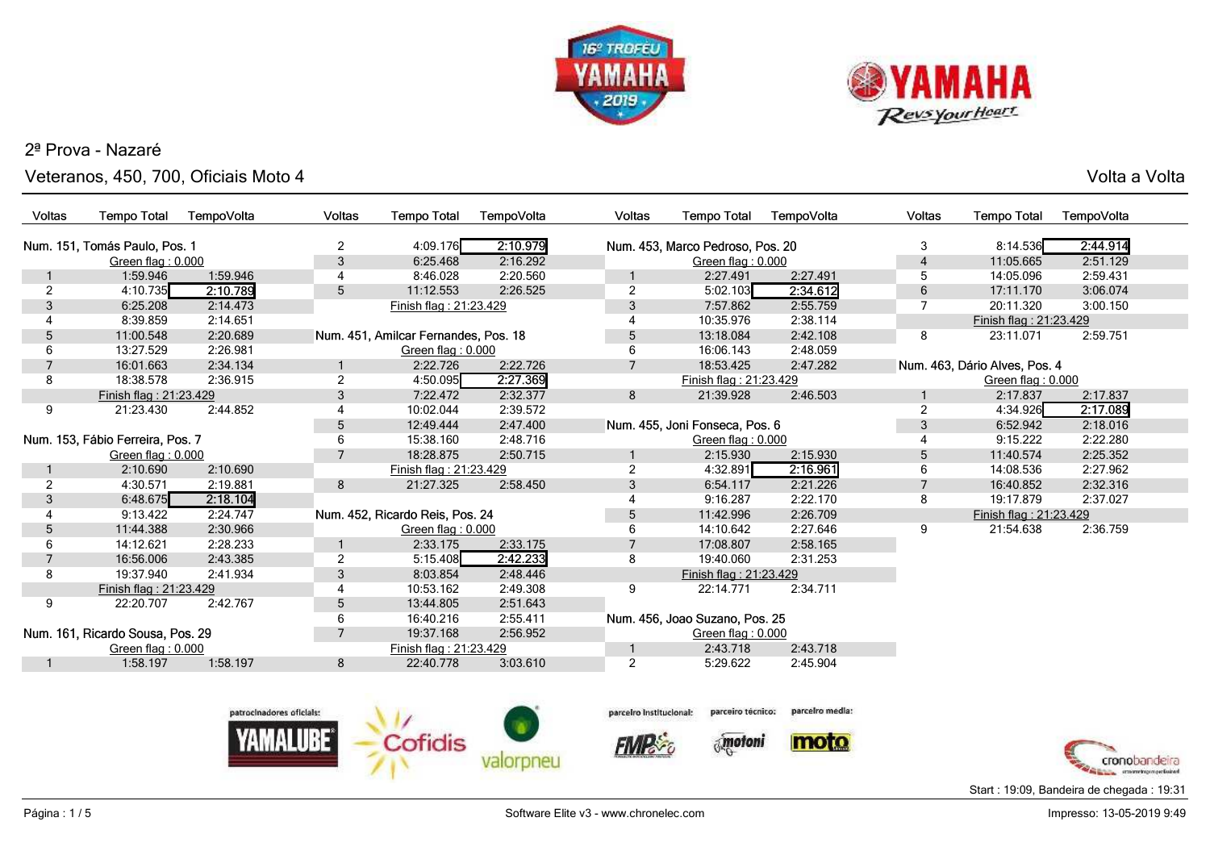## 2ª Prova - Nazaré

### Veteranos, 450, 700, Oficiais Moto 4

Volta a Volta

**Num. 151, Tomás Paulo, Pos. 1**

| Voltas | Tempo Total | TempoVolta |
|---|---|---|
| | Green flag : 0.000 | |
| 1 | 1:59.946 | 1:59.946 |
| 2 | 4:10.735 | 2:10.789 |
| 3 | 6:25.208 | 2:14.473 |
| 4 | 8:39.859 | 2:14.651 |
| 5 | 11:00.548 | 2:20.689 |
| 6 | 13:27.529 | 2:26.981 |
| 7 | 16:01.663 | 2:34.134 |
| 8 | 18:38.578 | 2:36.915 |
| | Finish flag : 21:23.429 | |
| 9 | 21:23.430 | 2:44.852 |

**Num. 153, Fábio Ferreira, Pos. 7**

| Voltas | Tempo Total | TempoVolta |
|---|---|---|
| | Green flag : 0.000 | |
| 1 | 2:10.690 | 2:10.690 |
| 2 | 4:30.571 | 2:19.881 |
| 3 | 6:48.675 | 2:18.104 |
| 4 | 9:13.422 | 2:24.747 |
| 5 | 11:44.388 | 2:30.966 |
| 6 | 14:12.621 | 2:28.233 |
| 7 | 16:56.006 | 2:43.385 |
| 8 | 19:37.940 | 2:41.934 |
| | Finish flag : 21:23.429 | |
| 9 | 22:20.707 | 2:42.767 |

**Num. 161, Ricardo Sousa, Pos. 29**

| Voltas | Tempo Total | TempoVolta |
|---|---|---|
| | Green flag : 0.000 | |
| 1 | 1:58.197 | 1:58.197 |
| 2 | 4:09.176 | 2:10.979 |
| 3 | 6:25.468 | 2:16.292 |
| 4 | 8:46.028 | 2:20.560 |
| 5 | 11:12.553 | 2:26.525 |
| | Finish flag : 21:23.429 | |

**Num. 451, Amilcar Fernandes, Pos. 18**

| Voltas | Tempo Total | TempoVolta |
|---|---|---|
| | Green flag : 0.000 | |
| 1 | 2:22.726 | 2:22.726 |
| 2 | 4:50.095 | 2:27.369 |
| 3 | 7:22.472 | 2:32.377 |
| 4 | 10:02.044 | 2:39.572 |
| 5 | 12:49.444 | 2:47.400 |
| 6 | 15:38.160 | 2:48.716 |
| 7 | 18:28.875 | 2:50.715 |
| | Finish flag : 21:23.429 | |
| 8 | 21:27.325 | 2:58.450 |

**Num. 452, Ricardo Reis, Pos. 24**

| Voltas | Tempo Total | TempoVolta |
|---|---|---|
| | Green flag : 0.000 | |
| 1 | 2:33.175 | 2:33.175 |
| 2 | 5:15.408 | 2:42.233 |
| 3 | 8:03.854 | 2:48.446 |
| 4 | 10:53.162 | 2:49.308 |
| 5 | 13:44.805 | 2:51.643 |
| 6 | 16:40.216 | 2:55.411 |
| 7 | 19:37.168 | 2:56.952 |
| | Finish flag : 21:23.429 | |
| 8 | 22:40.778 | 3:03.610 |

**Num. 453, Marco Pedroso, Pos. 20**

| Voltas | Tempo Total | TempoVolta |
|---|---|---|
| | Green flag : 0.000 | |
| 1 | 2:27.491 | 2:27.491 |
| 2 | 5:02.103 | 2:34.612 |
| 3 | 7:57.862 | 2:55.759 |
| 4 | 10:35.976 | 2:38.114 |
| 5 | 13:18.084 | 2:42.108 |
| 6 | 16:06.143 | 2:48.059 |
| 7 | 18:53.425 | 2:47.282 |
| | Finish flag : 21:23.429 | |
| 8 | 21:39.928 | 2:46.503 |

**Num. 455, Joni Fonseca, Pos. 6**

| Voltas | Tempo Total | TempoVolta |
|---|---|---|
| | Green flag : 0.000 | |
| 1 | 2:15.930 | 2:15.930 |
| 2 | 4:32.891 | 2:16.961 |
| 3 | 6:54.117 | 2:21.226 |
| 4 | 9:16.287 | 2:22.170 |
| 5 | 11:42.996 | 2:26.709 |
| 6 | 14:10.642 | 2:27.646 |
| 7 | 17:08.807 | 2:58.165 |
| 8 | 19:40.060 | 2:31.253 |
| | Finish flag : 21:23.429 | |
| 9 | 22:14.771 | 2:34.711 |

**Num. 456, Joao Suzano, Pos. 25**

| Voltas | Tempo Total | TempoVolta |
|---|---|---|
| | Green flag : 0.000 | |
| 1 | 2:43.718 | 2:43.718 |
| 2 | 5:29.622 | 2:45.904 |
| 3 | 8:14.536 | 2:44.914 |
| 4 | 11:05.665 | 2:51.129 |
| 5 | 14:05.096 | 2:59.431 |
| 6 | 17:11.170 | 3:06.074 |
| 7 | 20:11.320 | 3:00.150 |
| | Finish flag : 21:23.429 | |
| 8 | 23:11.071 | 2:59.751 |

**Num. 463, Dário Alves, Pos. 4**

| Voltas | Tempo Total | TempoVolta |
|---|---|---|
| | Green flag : 0.000 | |
| 1 | 2:17.837 | 2:17.837 |
| 2 | 4:34.926 | 2:17.089 |
| 3 | 6:52.942 | 2:18.016 |
| 4 | 9:15.222 | 2:22.280 |
| 5 | 11:40.574 | 2:25.352 |
| 6 | 14:08.536 | 2:27.962 |
| 7 | 16:40.852 | 2:32.316 |
| 8 | 19:17.879 | 2:37.027 |
| | Finish flag : 21:23.429 | |
| 9 | 21:54.638 | 2:36.759 |

patrocinadores oficiais: · parceiro institucional: · parceiro técnico: · parceiro media:

Start : 19:09, Bandeira de chegada : 19:31

Software Elite v3 - www.chronelec.com

Impresso: 13-05-2019 9:49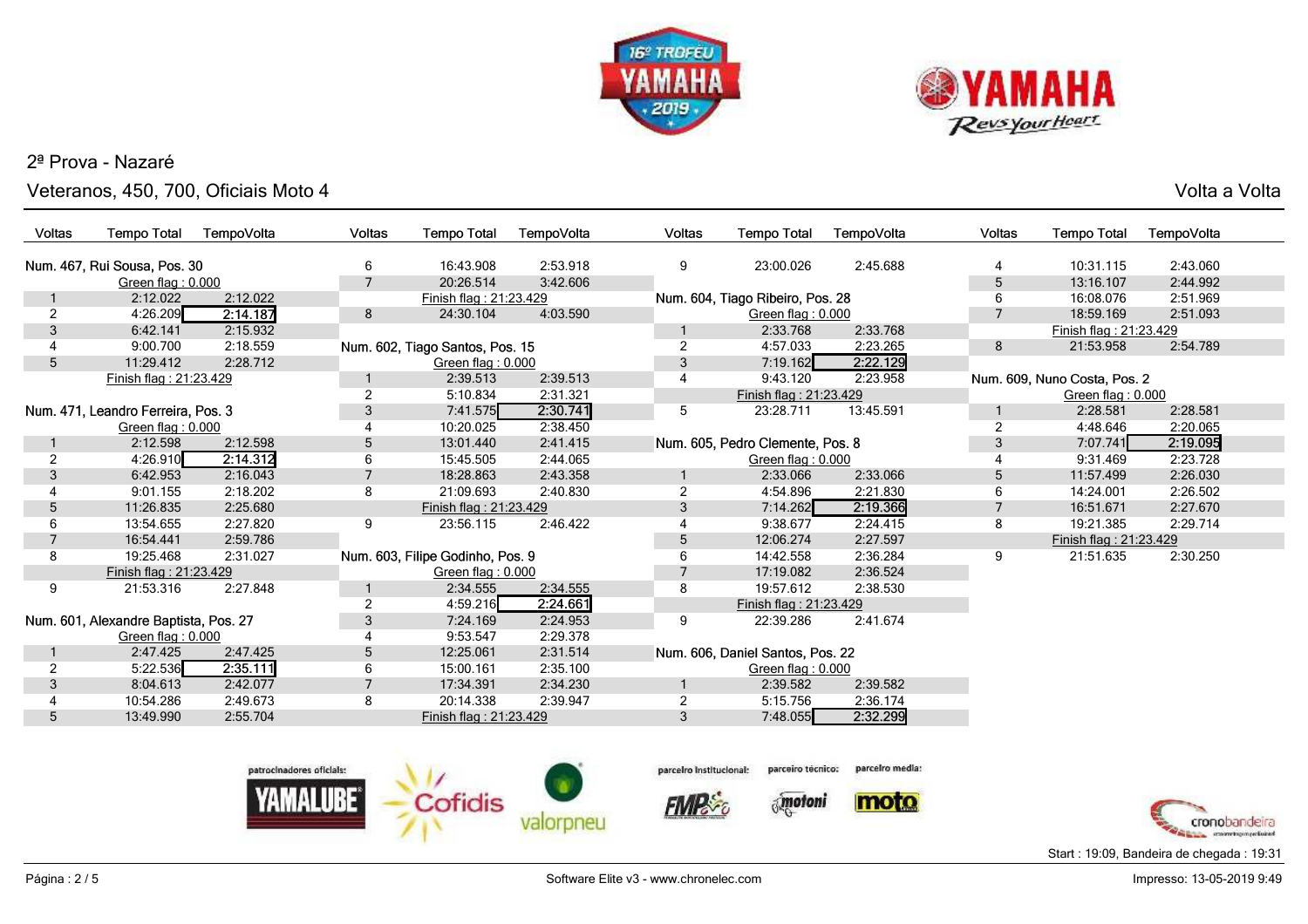## 2ª Prova - Nazaré

### Veteranos, 450, 700, Oficiais Moto 4

Volta a Volta

**Num. 467, Rui Sousa, Pos. 30**

Green flag : 0.000

| Voltas | Tempo Total | TempoVolta |
|---|---|---|
| 1 | 2:12.022 | 2:12.022 |
| 2 | 4:26.209 | 2:14.187 |
| 3 | 6:42.141 | 2:15.932 |
| 4 | 9:00.700 | 2:18.559 |
| 5 | 11:29.412 | 2:28.712 |
| Finish flag : 21:23.429 | | |
| 6 | 16:43.908 | 2:53.918 |
| 7 | 20:26.514 | 3:42.606 |
| 8 | 24:30.104 | 4:03.590 |

**Num. 471, Leandro Ferreira, Pos. 3**

Green flag : 0.000

| Voltas | Tempo Total | TempoVolta |
|---|---|---|
| 1 | 2:12.598 | 2:12.598 |
| 2 | 4:26.910 | 2:14.312 |
| 3 | 6:42.953 | 2:16.043 |
| 4 | 9:01.155 | 2:18.202 |
| 5 | 11:26.835 | 2:25.680 |
| 6 | 13:54.655 | 2:27.820 |
| 7 | 16:54.441 | 2:59.786 |
| 8 | 19:25.468 | 2:31.027 |
| Finish flag : 21:23.429 | | |
| 9 | 21:53.316 | 2:27.848 |

**Num. 601, Alexandre Baptista, Pos. 27**

Green flag : 0.000

| Voltas | Tempo Total | TempoVolta |
|---|---|---|
| 1 | 2:47.425 | 2:47.425 |
| 2 | 5:22.536 | 2:35.111 |
| 3 | 8:04.613 | 2:42.077 |
| 4 | 10:54.286 | 2:49.673 |
| 5 | 13:49.990 | 2:55.704 |

**Num. 602, Tiago Santos, Pos. 15**

Green flag : 0.000

| Voltas | Tempo Total | TempoVolta |
|---|---|---|
| 1 | 2:39.513 | 2:39.513 |
| 2 | 5:10.834 | 2:31.321 |
| 3 | 7:41.575 | 2:30.741 |
| 4 | 10:20.025 | 2:38.450 |
| 5 | 13:01.440 | 2:41.415 |
| 6 | 15:45.505 | 2:44.065 |
| 7 | 18:28.863 | 2:43.358 |
| 8 | 21:09.693 | 2:40.830 |
| Finish flag : 21:23.429 | | |
| 9 | 23:56.115 | 2:46.422 |

**Num. 603, Filipe Godinho, Pos. 9**

Green flag : 0.000

| Voltas | Tempo Total | TempoVolta |
|---|---|---|
| 1 | 2:34.555 | 2:34.555 |
| 2 | 4:59.216 | 2:24.661 |
| 3 | 7:24.169 | 2:24.953 |
| 4 | 9:53.547 | 2:29.378 |
| 5 | 12:25.061 | 2:31.514 |
| 6 | 15:00.161 | 2:35.100 |
| 7 | 17:34.391 | 2:34.230 |
| 8 | 20:14.338 | 2:39.947 |
| Finish flag : 21:23.429 | | |
| 9 | 23:00.026 | 2:45.688 |

**Num. 604, Tiago Ribeiro, Pos. 28**

Green flag : 0.000

| Voltas | Tempo Total | TempoVolta |
|---|---|---|
| 1 | 2:33.768 | 2:33.768 |
| 2 | 4:57.033 | 2:23.265 |
| 3 | 7:19.162 | 2:22.129 |
| 4 | 9:43.120 | 2:23.958 |
| Finish flag : 21:23.429 | | |
| 5 | 23:28.711 | 13:45.591 |

**Num. 605, Pedro Clemente, Pos. 8**

Green flag : 0.000

| Voltas | Tempo Total | TempoVolta |
|---|---|---|
| 1 | 2:33.066 | 2:33.066 |
| 2 | 4:54.896 | 2:21.830 |
| 3 | 7:14.262 | 2:19.366 |
| 4 | 9:38.677 | 2:24.415 |
| 5 | 12:06.274 | 2:27.597 |
| 6 | 14:42.558 | 2:36.284 |
| 7 | 17:19.082 | 2:36.524 |
| 8 | 19:57.612 | 2:38.530 |
| Finish flag : 21:23.429 | | |
| 9 | 22:39.286 | 2:41.674 |

**Num. 606, Daniel Santos, Pos. 22**

Green flag : 0.000

| Voltas | Tempo Total | TempoVolta |
|---|---|---|
| 1 | 2:39.582 | 2:39.582 |
| 2 | 5:15.756 | 2:36.174 |
| 3 | 7:48.055 | 2:32.299 |
| 4 | 10:31.115 | 2:43.060 |
| 5 | 13:16.107 | 2:44.992 |
| 6 | 16:08.076 | 2:51.969 |
| 7 | 18:59.169 | 2:51.093 |
| Finish flag : 21:23.429 | | |
| 8 | 21:53.958 | 2:54.789 |

**Num. 609, Nuno Costa, Pos. 2**

Green flag : 0.000

| Voltas | Tempo Total | TempoVolta |
|---|---|---|
| 1 | 2:28.581 | 2:28.581 |
| 2 | 4:48.646 | 2:20.065 |
| 3 | 7:07.741 | 2:19.095 |
| 4 | 9:31.469 | 2:23.728 |
| 5 | 11:57.499 | 2:26.030 |
| 6 | 14:24.001 | 2:26.502 |
| 7 | 16:51.671 | 2:27.670 |
| 8 | 19:21.385 | 2:29.714 |
| Finish flag : 21:23.429 | | |
| 9 | 21:51.635 | 2:30.250 |

patrocinadores oficiais: YAMALUBE, Cofidis, valorpneu — parceiro institucional: FMP — parceiro técnico: motoni — parceiro media: moto

Start : 19:09, Bandeira de chegada : 19:31

Software Elite v3 - www.chronelec.com

Impresso: 13-05-2019 9:49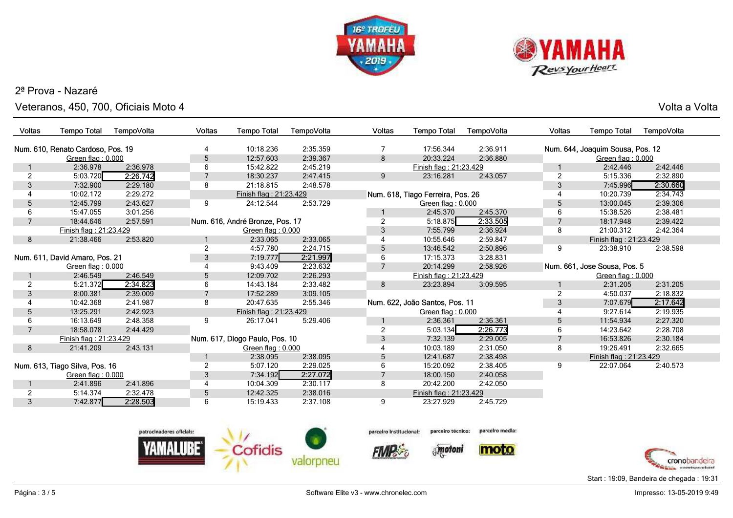## 2ª Prova - Nazaré

### Veteranos, 450, 700, Oficiais Moto 4

Volta a Volta

**Num. 610, Renato Cardoso, Pos. 19**

Green flag : 0.000

| Voltas | Tempo Total | TempoVolta |
|---|---|---|
| 1 | 2:36.978 | 2:36.978 |
| 2 | 5:03.720 | 2:26.742 |
| 3 | 7:32.900 | 2:29.180 |
| 4 | 10:02.172 | 2:29.272 |
| 5 | 12:45.799 | 2:43.627 |
| 6 | 15:47.055 | 3:01.256 |
| 7 | 18:44.646 | 2:57.591 |
| | Finish flag : 21:23.429 | |
| 8 | 21:38.466 | 2:53.820 |

**Num. 611, David Amaro, Pos. 21**

Green flag : 0.000

| Voltas | Tempo Total | TempoVolta |
|---|---|---|
| 1 | 2:46.549 | 2:46.549 |
| 2 | 5:21.372 | 2:34.823 |
| 3 | 8:00.381 | 2:39.009 |
| 4 | 10:42.368 | 2:41.987 |
| 5 | 13:25.291 | 2:42.923 |
| 6 | 16:13.649 | 2:48.358 |
| 7 | 18:58.078 | 2:44.429 |
| | Finish flag : 21:23.429 | |
| 8 | 21:41.209 | 2:43.131 |

**Num. 613, Tiago Silva, Pos. 16**

Green flag : 0.000

| Voltas | Tempo Total | TempoVolta |
|---|---|---|
| 1 | 2:41.896 | 2:41.896 |
| 2 | 5:14.374 | 2:32.478 |
| 3 | 7:42.877 | 2:28.503 |
| 4 | 10:18.236 | 2:35.359 |
| 5 | 12:57.603 | 2:39.367 |
| 6 | 15:42.822 | 2:45.219 |
| 7 | 18:30.237 | 2:47.415 |
| 8 | 21:18.815 | 2:48.578 |
| | Finish flag : 21:23.429 | |
| 9 | 24:12.544 | 2:53.729 |

**Num. 616, André Bronze, Pos. 17**

Green flag : 0.000

| Voltas | Tempo Total | TempoVolta |
|---|---|---|
| 1 | 2:33.065 | 2:33.065 |
| 2 | 4:57.780 | 2:24.715 |
| 3 | 7:19.777 | 2:21.997 |
| 4 | 9:43.409 | 2:23.632 |
| 5 | 12:09.702 | 2:26.293 |
| 6 | 14:43.184 | 2:33.482 |
| 7 | 17:52.289 | 3:09.105 |
| 8 | 20:47.635 | 2:55.346 |
| | Finish flag : 21:23.429 | |
| 9 | 26:17.041 | 5:29.406 |

**Num. 617, Diogo Paulo, Pos. 10**

Green flag : 0.000

| Voltas | Tempo Total | TempoVolta |
|---|---|---|
| 1 | 2:38.095 | 2:38.095 |
| 2 | 5:07.120 | 2:29.025 |
| 3 | 7:34.192 | 2:27.072 |
| 4 | 10:04.309 | 2:30.117 |
| 5 | 12:42.325 | 2:38.016 |
| 6 | 15:19.433 | 2:37.108 |
| 7 | 17:56.344 | 2:36.911 |
| 8 | 20:33.224 | 2:36.880 |
| | Finish flag : 21:23.429 | |
| 9 | 23:16.281 | 2:43.057 |

**Num. 618, Tiago Ferreira, Pos. 26**

Green flag : 0.000

| Voltas | Tempo Total | TempoVolta |
|---|---|---|
| 1 | 2:45.370 | 2:45.370 |
| 2 | 5:18.875 | 2:33.505 |
| 3 | 7:55.799 | 2:36.924 |
| 4 | 10:55.646 | 2:59.847 |
| 5 | 13:46.542 | 2:50.896 |
| 6 | 17:15.373 | 3:28.831 |
| 7 | 20:14.299 | 2:58.926 |
| | Finish flag : 21:23.429 | |
| 8 | 23:23.894 | 3:09.595 |

**Num. 622, João Santos, Pos. 11**

Green flag : 0.000

| Voltas | Tempo Total | TempoVolta |
|---|---|---|
| 1 | 2:36.361 | 2:36.361 |
| 2 | 5:03.134 | 2:26.773 |
| 3 | 7:32.139 | 2:29.005 |
| 4 | 10:03.189 | 2:31.050 |
| 5 | 12:41.687 | 2:38.498 |
| 6 | 15:20.092 | 2:38.405 |
| 7 | 18:00.150 | 2:40.058 |
| 8 | 20:42.200 | 2:42.050 |
| | Finish flag : 21:23.429 | |
| 9 | 23:27.929 | 2:45.729 |

**Num. 644, Joaquim Sousa, Pos. 12**

Green flag : 0.000

| Voltas | Tempo Total | TempoVolta |
|---|---|---|
| 1 | 2:42.446 | 2:42.446 |
| 2 | 5:15.336 | 2:32.890 |
| 3 | 7:45.996 | 2:30.660 |
| 4 | 10:20.739 | 2:34.743 |
| 5 | 13:00.045 | 2:39.306 |
| 6 | 15:38.526 | 2:38.481 |
| 7 | 18:17.948 | 2:39.422 |
| 8 | 21:00.312 | 2:42.364 |
| | Finish flag : 21:23.429 | |
| 9 | 23:38.910 | 2:38.598 |

**Num. 661, Jose Sousa, Pos. 5**

Green flag : 0.000

| Voltas | Tempo Total | TempoVolta |
|---|---|---|
| 1 | 2:31.205 | 2:31.205 |
| 2 | 4:50.037 | 2:18.832 |
| 3 | 7:07.679 | 2:17.642 |
| 4 | 9:27.614 | 2:19.935 |
| 5 | 11:54.934 | 2:27.320 |
| 6 | 14:23.642 | 2:28.708 |
| 7 | 16:53.826 | 2:30.184 |
| 8 | 19:26.491 | 2:32.665 |
| | Finish flag : 21:23.429 | |
| 9 | 22:07.064 | 2:40.573 |

patrocinadores oficiais: YAMALUBE, Cofidis, valorpneu — parceiro institucional: FMP — parceiro técnico: motoni — parceiro media: moto

Start : 19:09, Bandeira de chegada : 19:31

Software Elite v3 - www.chronelec.com

Impresso: 13-05-2019 9:49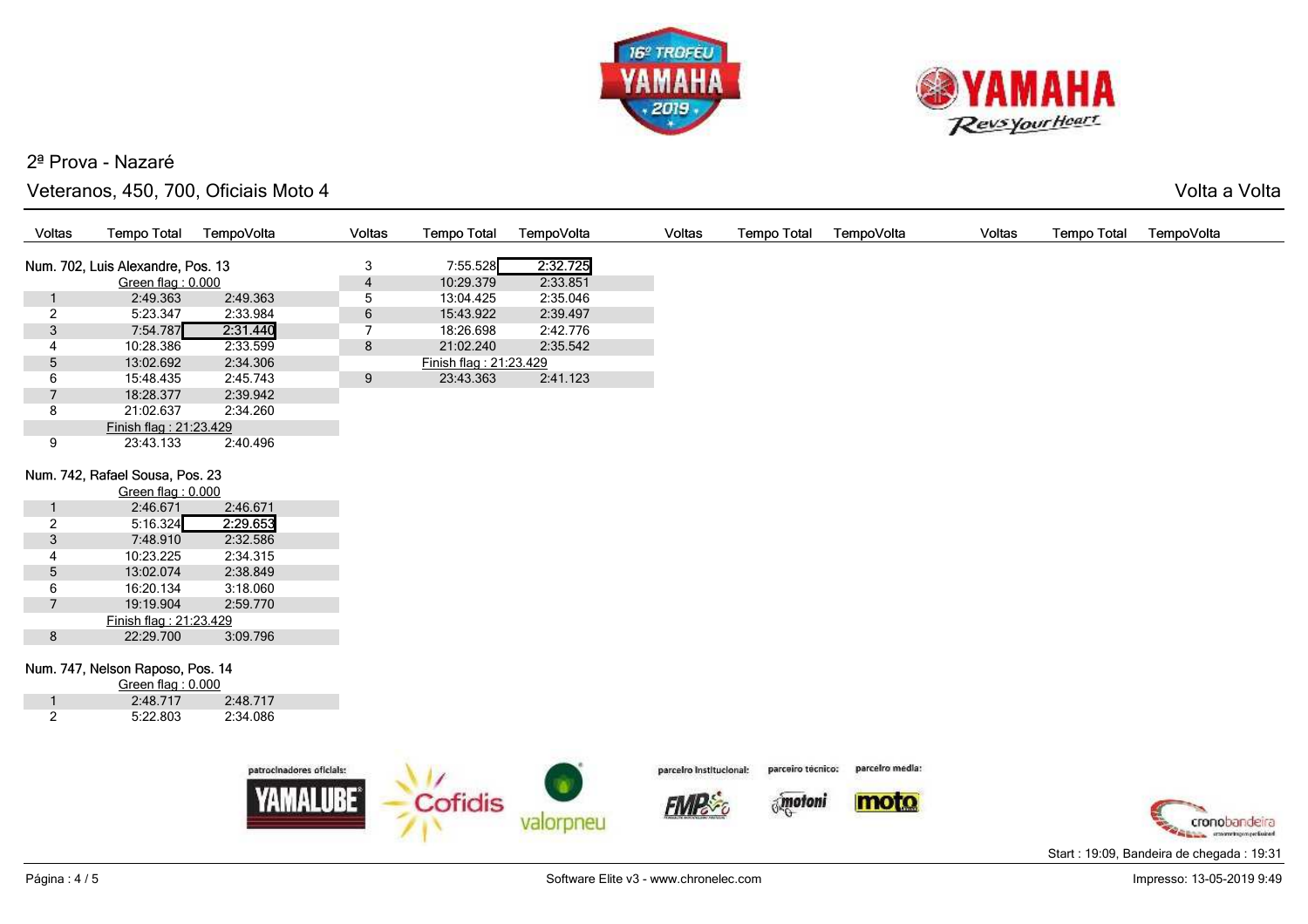## 2ª Prova - Nazaré

### Veteranos, 450, 700, Oficiais Moto 4

Volta a Volta

**Num. 702, Luis Alexandre, Pos. 13**

| Voltas | Tempo Total | TempoVolta |
|---|---|---|
| | Green flag : 0.000 | |
| 1 | 2:49.363 | 2:49.363 |
| 2 | 5:23.347 | 2:33.984 |
| 3 | 7:54.787 | **2:31.440** |
| 4 | 10:28.386 | 2:33.599 |
| 5 | 13:02.692 | 2:34.306 |
| 6 | 15:48.435 | 2:45.743 |
| 7 | 18:28.377 | 2:39.942 |
| 8 | 21:02.637 | 2:34.260 |
| | Finish flag : 21:23.429 | |
| 9 | 23:43.133 | 2:40.496 |

**Num. 742, Rafael Sousa, Pos. 23**

| Voltas | Tempo Total | TempoVolta |
|---|---|---|
| | Green flag : 0.000 | |
| 1 | 2:46.671 | 2:46.671 |
| 2 | 5:16.324 | **2:29.653** |
| 3 | 7:48.910 | 2:32.586 |
| 4 | 10:23.225 | 2:34.315 |
| 5 | 13:02.074 | 2:38.849 |
| 6 | 16:20.134 | 3:18.060 |
| 7 | 19:19.904 | 2:59.770 |
| | Finish flag : 21:23.429 | |
| 8 | 22:29.700 | 3:09.796 |

**Num. 747, Nelson Raposo, Pos. 14**

| Voltas | Tempo Total | TempoVolta |
|---|---|---|
| | Green flag : 0.000 | |
| 1 | 2:48.717 | 2:48.717 |
| 2 | 5:22.803 | 2:34.086 |
| 3 | 7:55.528 | **2:32.725** |
| 4 | 10:29.379 | 2:33.851 |
| 5 | 13:04.425 | 2:35.046 |
| 6 | 15:43.922 | 2:39.497 |
| 7 | 18:26.698 | 2:42.776 |
| 8 | 21:02.240 | 2:35.542 |
| | Finish flag : 21:23.429 | |
| 9 | 23:43.363 | 2:41.123 |

patrocinadores oficiais: YAMALUBE, Cofidis, valorpneu — parceiro institucional: FMP — parceiro técnico: motoni — parceiro media: moto

Start : 19:09, Bandeira de chegada : 19:31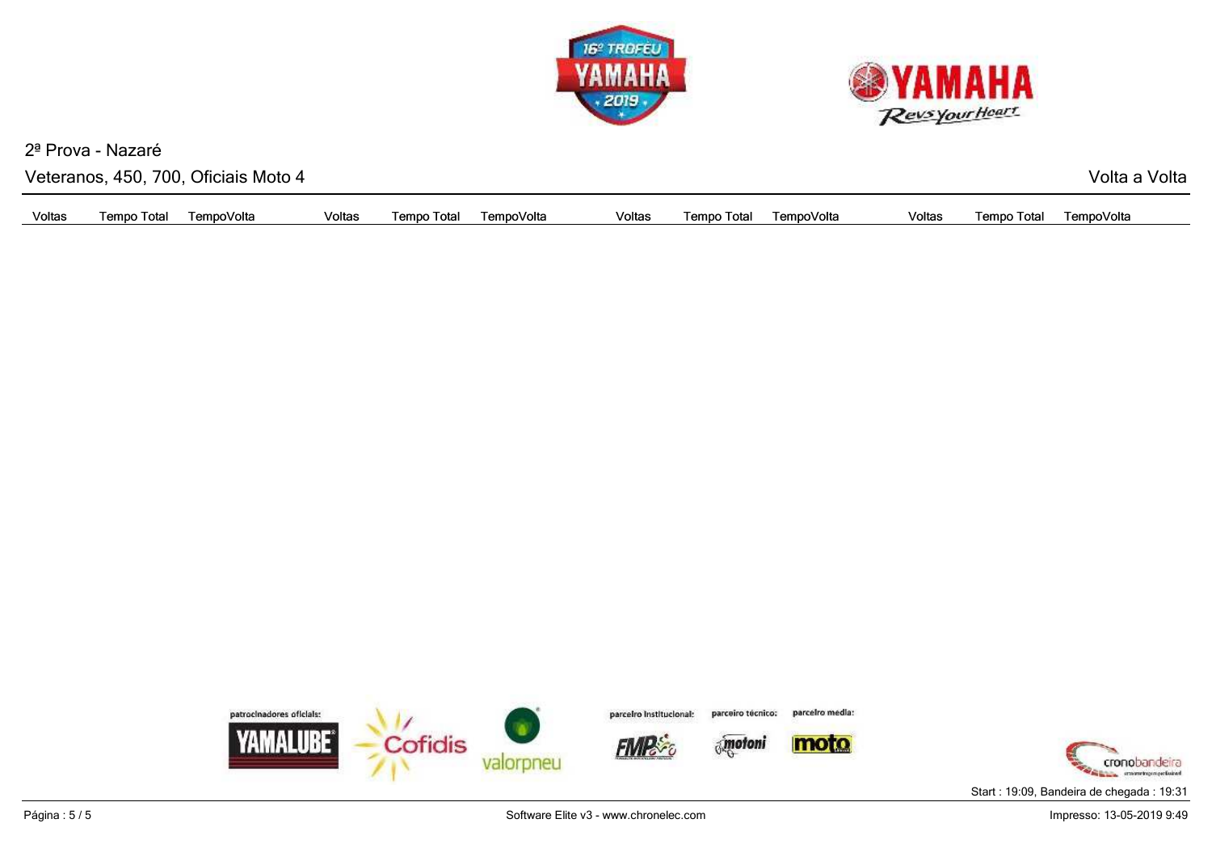2ª Prova - Nazaré

Veteranos, 450, 700, Oficiais Moto 4

Volta a Volta

| Voltas | Tempo Total | TempoVolta | Voltas | Tempo Total | TempoVolta | Voltas | Tempo Total | TempoVolta | Voltas | Tempo Total | TempoVolta |
|---|---|---|---|---|---|---|---|---|---|---|---|

patrocinadores oficiais: YAMALUBE Cofidis valorpneu

parceiro institucional: FMP parceiro técnico: motoni parceiro media: moto

cronobandeira

Start : 19:09, Bandeira de chegada : 19:31

Software Elite v3 - www.chronelec.com

Impresso: 13-05-2019 9:49